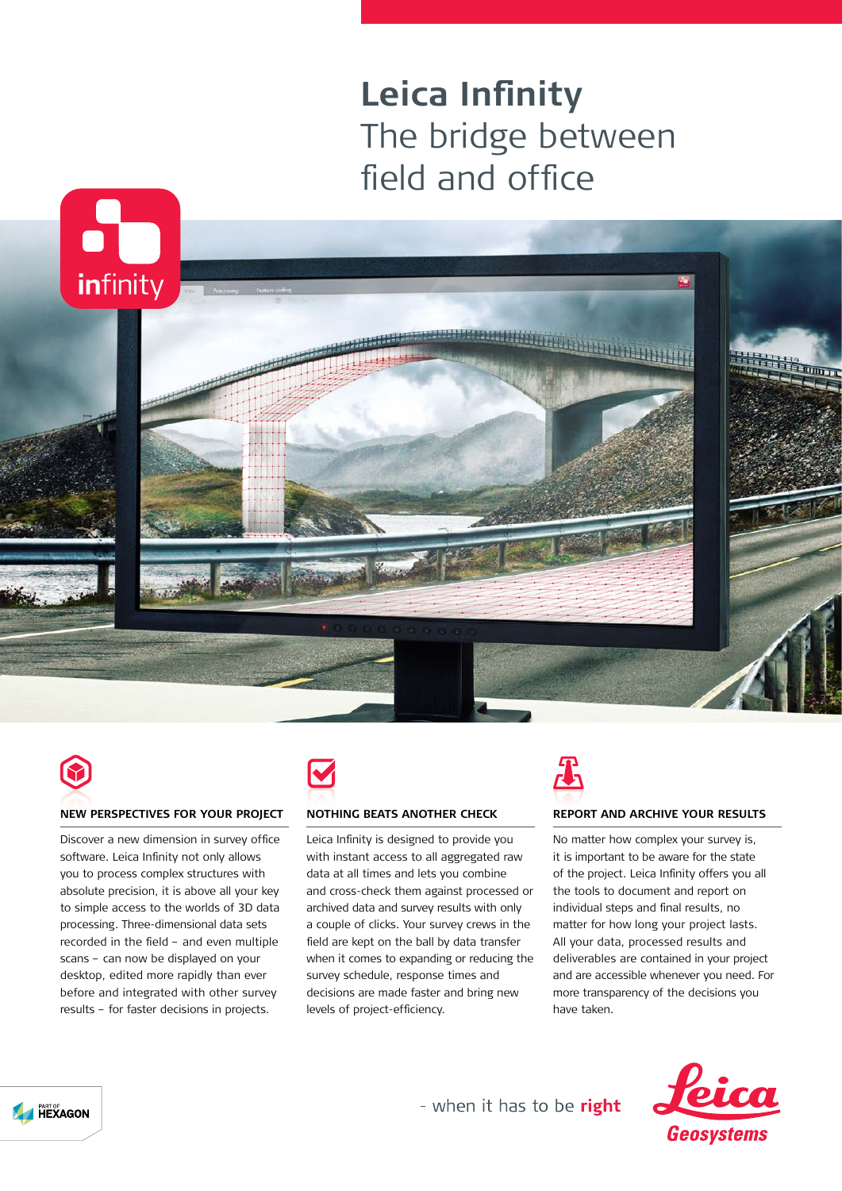# Leica Infinity

## The bridge between field and office

### NEW PERSPECTIVES FOR YOUR PROJECT

Discover a new dimension in survey office software. Leica Infinity not only allows you to process complex structures with absolute precision, it is above all your key to simple access to the worlds of 3D data processing. Three-dimensional data sets recorded in the field – and even multiple scans – can now be displayed on your desktop, edited more rapidly than ever before and integrated with other survey results – for faster decisions in projects.

### NOTHING BEATS ANOTHER CHECK

Leica Infinity is designed to provide you with instant access to all aggregated raw data at all times and lets you combine and cross-check them against processed or archived data and survey results with only a couple of clicks. Your survey crews in the field are kept on the ball by data transfer when it comes to expanding or reducing the survey schedule, response times and decisions are made faster and bring new levels of project-efficiency.

### REPORT AND ARCHIVE YOUR RESULTS

No matter how complex your survey is, it is important to be aware for the state of the project. Leica Infinity offers you all the tools to document and report on individual steps and final results, no matter for how long your project lasts. All your data, processed results and deliverables are contained in your project and are accessible whenever you need. For more transparency of the decisions you have taken.

- when it has to be **right**

Leica Geosystems

PART OF HEXAGON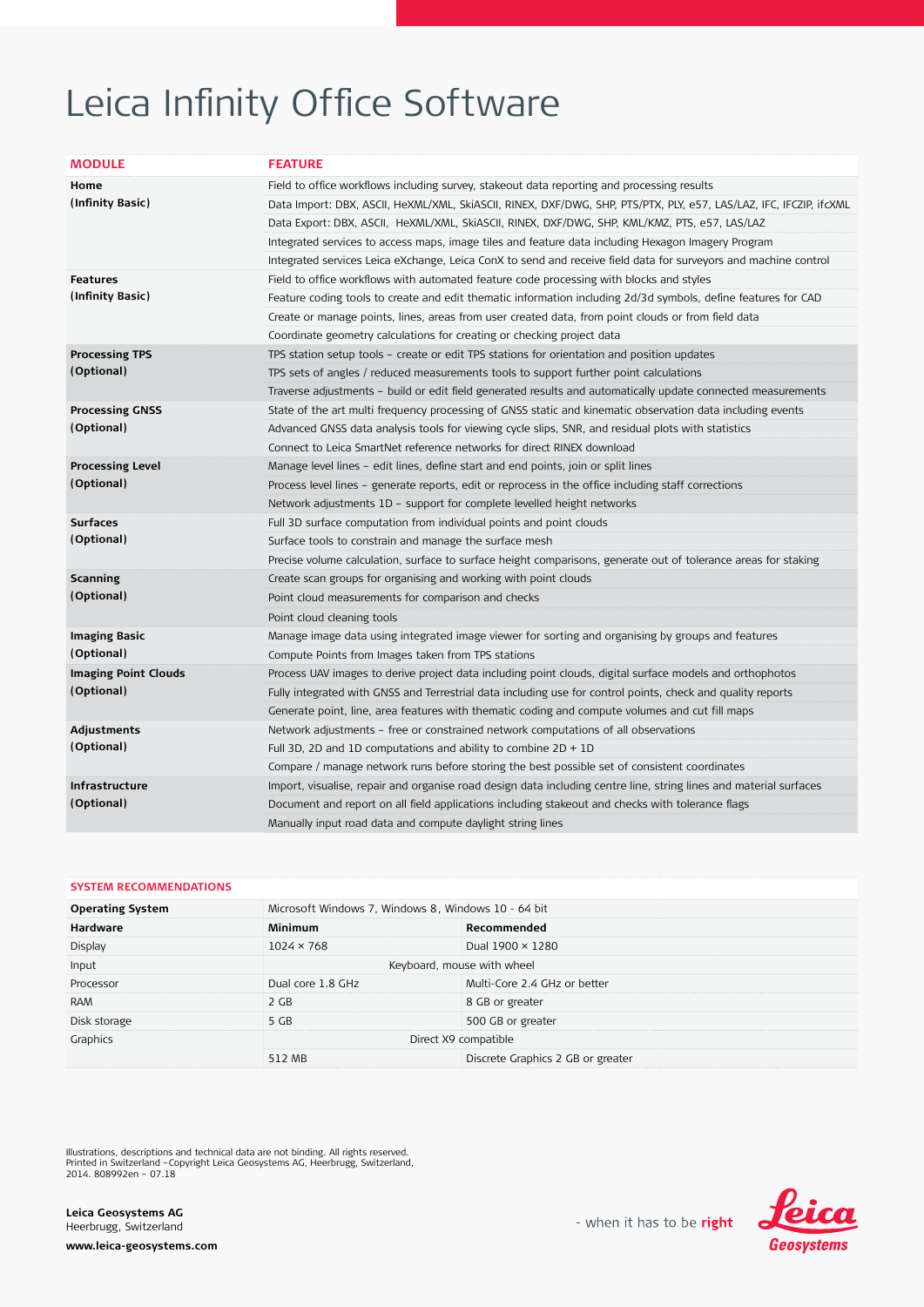# Leica Infinity Office Software

| MODULE | FEATURE |
|---|---|
| **Home (Infinity Basic)** | Field to office workflows including survey, stakeout data reporting and processing results |
| | Data Import: DBX, ASCII, HeXML/XML, SkiASCII, RINEX, DXF/DWG, SHP, PTS/PTX, PLY, e57, LAS/LAZ, IFC, IFCZIP, ifcXML |
| | Data Export: DBX, ASCII, HeXML/XML, SkiASCII, RINEX, DXF/DWG, SHP, KML/KMZ, PTS, e57, LAS/LAZ |
| | Integrated services to access maps, image tiles and feature data including Hexagon Imagery Program |
| | Integrated services Leica eXchange, Leica ConX to send and receive field data for surveyors and machine control |
| **Features (Infinity Basic)** | Field to office workflows with automated feature code processing with blocks and styles |
| | Feature coding tools to create and edit thematic information including 2d/3d symbols, define features for CAD |
| | Create or manage points, lines, areas from user created data, from point clouds or from field data |
| | Coordinate geometry calculations for creating or checking project data |
| **Processing TPS (Optional)** | TPS station setup tools – create or edit TPS stations for orientation and position updates |
| | TPS sets of angles / reduced measurements tools to support further point calculations |
| | Traverse adjustments – build or edit field generated results and automatically update connected measurements |
| **Processing GNSS (Optional)** | State of the art multi frequency processing of GNSS static and kinematic observation data including events |
| | Advanced GNSS data analysis tools for viewing cycle slips, SNR, and residual plots with statistics |
| | Connect to Leica SmartNet reference networks for direct RINEX download |
| **Processing Level (Optional)** | Manage level lines – edit lines, define start and end points, join or split lines |
| | Process level lines – generate reports, edit or reprocess in the office including staff corrections |
| | Network adjustments 1D – support for complete levelled height networks |
| **Surfaces (Optional)** | Full 3D surface computation from individual points and point clouds |
| | Surface tools to constrain and manage the surface mesh |
| | Precise volume calculation, surface to surface height comparisons, generate out of tolerance areas for staking |
| **Scanning (Optional)** | Create scan groups for organising and working with point clouds |
| | Point cloud measurements for comparison and checks |
| | Point cloud cleaning tools |
| **Imaging Basic (Optional)** | Manage image data using integrated image viewer for sorting and organising by groups and features |
| | Compute Points from Images taken from TPS stations |
| **Imaging Point Clouds (Optional)** | Process UAV images to derive project data including point clouds, digital surface models and orthophotos |
| | Fully integrated with GNSS and Terrestrial data including use for control points, check and quality reports |
| | Generate point, line, area features with thematic coding and compute volumes and cut fill maps |
| **Adjustments (Optional)** | Network adjustments – free or constrained network computations of all observations |
| | Full 3D, 2D and 1D computations and ability to combine 2D + 1D |
| | Compare / manage network runs before storing the best possible set of consistent coordinates |
| **Infrastructure (Optional)** | Import, visualise, repair and organise road design data including centre line, string lines and material surfaces |
| | Document and report on all field applications including stakeout and checks with tolerance flags |
| | Manually input road data and compute daylight string lines |

| SYSTEM RECOMMENDATIONS | | |
|---|---|---|
| **Operating System** | Microsoft Windows 7, Windows 8, Windows 10 - 64 bit | |
| **Hardware** | **Minimum** | **Recommended** |
| Display | 1024 × 768 | Dual 1900 × 1280 |
| Input | Keyboard, mouse with wheel | |
| Processor | Dual core 1.8 GHz | Multi-Core 2.4 GHz or better |
| RAM | 2 GB | 8 GB or greater |
| Disk storage | 5 GB | 500 GB or greater |
| Graphics | Direct X9 compatible | |
| | 512 MB | Discrete Graphics 2 GB or greater |

Illustrations, descriptions and technical data are not binding. All rights reserved.
Printed in Switzerland – Copyright Leica Geosystems AG, Heerbrugg, Switzerland, 2014. 808992en – 07.18

**Leica Geosystems AG**
Heerbrugg, Switzerland

**www.leica-geosystems.com**

- when it has to be **right**

Leica Geosystems